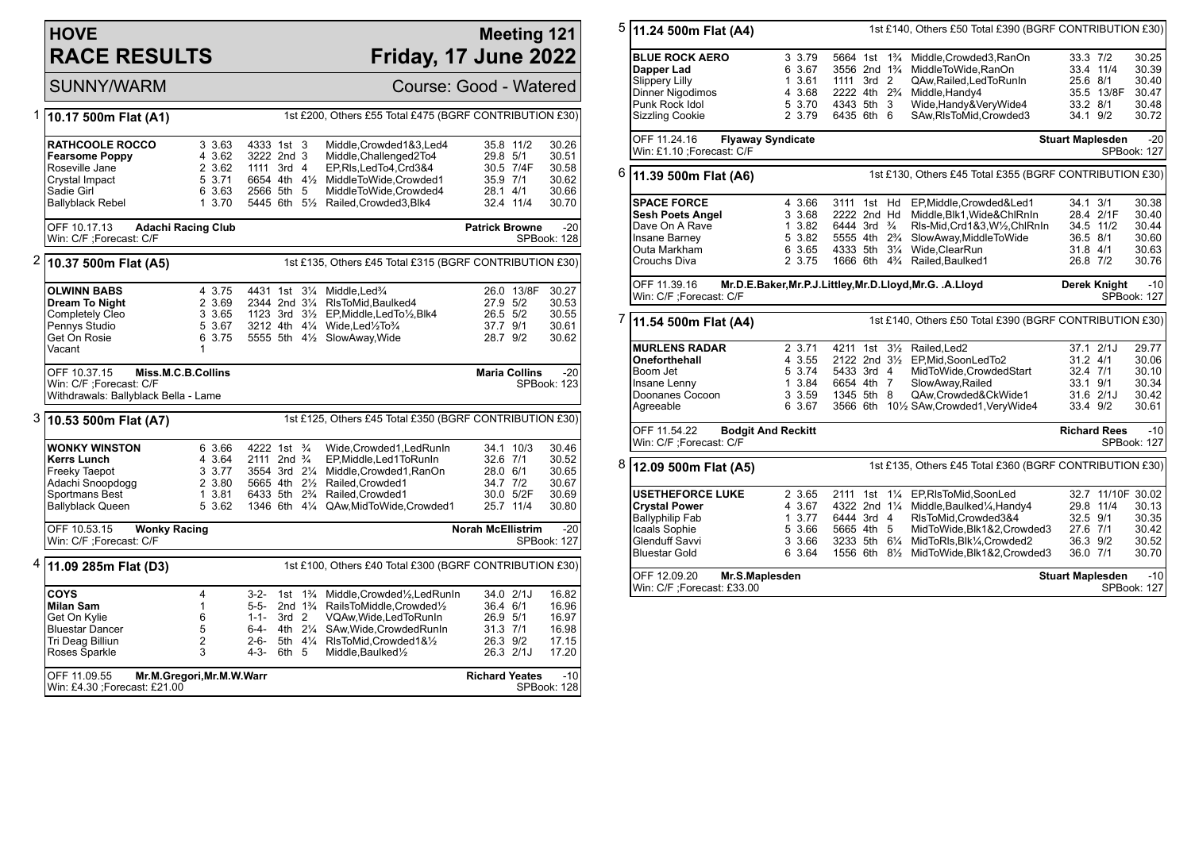# HOVE RACE RESULTS

**Meeting 121**
**Friday, 17 June 2022**

SUNNY/WARM — Course: Good - Watered

## 1 10.17 500m Flat (A1)

1st £200, Others £55 Total £475 (BGRF CONTRIBUTION £30)

| Greyhound | Trap | Sect | Bends | Pos | Dist | Remarks | Wt | SP | Time |
|---|---|---|---|---|---|---|---|---|---|
| **RATHCOOLE ROCCO** | 3 | 3.63 | 4333 | 1st | 3 | Middle,Crowded1&3,Led4 | 35.8 | 11/2 | 30.26 |
| **Fearsome Poppy** | 4 | 3.62 | 3222 | 2nd | 3 | Middle,Challenged2To4 | 29.8 | 5/1 | 30.51 |
| Roseville Jane | 2 | 3.62 | 1111 | 3rd | 4 | EP,Rls,LedTo4,Crd3&4 | 30.5 | 7/4F | 30.58 |
| Crystal Impact | 5 | 3.71 | 6654 | 4th | 4½ | MiddleToWide,Crowded1 | 35.9 | 7/1 | 30.62 |
| Sadie Girl | 6 | 3.63 | 2566 | 5th | 5 | MiddleToWide,Crowded4 | 28.1 | 4/1 | 30.66 |
| Ballyblack Rebel | 1 | 3.70 | 5445 | 6th | 5½ | Railed,Crowded3,Blk4 | 32.4 | 11/4 | 30.70 |

OFF 10.17.13 **Adachi Racing Club** — **Patrick Browne** -20
Win: C/F ;Forecast: C/F — SPBook: 128

## 2 10.37 500m Flat (A5)

1st £135, Others £45 Total £315 (BGRF CONTRIBUTION £30)

| Greyhound | Trap | Sect | Bends | Pos | Dist | Remarks | Wt | SP | Time |
|---|---|---|---|---|---|---|---|---|---|
| **OLWINN BABS** | 4 | 3.75 | 4431 | 1st | 3¼ | Middle,Led¾ | 26.0 | 13/8F | 30.27 |
| **Dream To Night** | 2 | 3.69 | 2344 | 2nd | 3¼ | RlsToMid,Baulked4 | 27.9 | 5/2 | 30.53 |
| Completely Cleo | 3 | 3.65 | 1123 | 3rd | 3½ | EP,Middle,LedTo½,Blk4 | 26.5 | 5/2 | 30.55 |
| Pennys Studio | 5 | 3.67 | 3212 | 4th | 4¼ | Wide,Led½To¾ | 37.7 | 9/1 | 30.61 |
| Get On Rosie | 6 | 3.75 | 5555 | 5th | 4½ | SlowAway,Wide | 28.7 | 9/2 | 30.62 |
| Vacant | 1 | | | | | | | | |

OFF 10.37.15 **Miss.M.C.B.Collins** — **Maria Collins** -20
Win: C/F ;Forecast: C/F — SPBook: 123
Withdrawals: Ballyblack Bella - Lame

## 3 10.53 500m Flat (A7)

1st £125, Others £45 Total £350 (BGRF CONTRIBUTION £30)

| Greyhound | Trap | Sect | Bends | Pos | Dist | Remarks | Wt | SP | Time |
|---|---|---|---|---|---|---|---|---|---|
| **WONKY WINSTON** | 6 | 3.66 | 4222 | 1st | ¾ | Wide,Crowded1,LedRunIn | 34.1 | 10/3 | 30.46 |
| **Kerrs Lunch** | 4 | 3.64 | 2111 | 2nd | ¾ | EP,Middle,Led1ToRunIn | 32.6 | 7/1 | 30.52 |
| Freeky Taepot | 3 | 3.77 | 3554 | 3rd | 2¼ | Middle,Crowded1,RanOn | 28.0 | 6/1 | 30.65 |
| Adachi Snoopdogg | 2 | 3.80 | 5665 | 4th | 2½ | Railed,Crowded1 | 34.7 | 7/2 | 30.67 |
| Sportmans Best | 1 | 3.81 | 6433 | 5th | 2¾ | Railed,Crowded1 | 30.0 | 5/2F | 30.69 |
| Ballyblack Queen | 5 | 3.62 | 1346 | 6th | 4¼ | QAw,MidToWide,Crowded1 | 25.7 | 11/4 | 30.80 |

OFF 10.53.15 **Wonky Racing** — **Norah McEllistrim** -20
Win: C/F ;Forecast: C/F — SPBook: 127

## 4 11.09 285m Flat (D3)

1st £100, Others £40 Total £300 (BGRF CONTRIBUTION £30)

| Greyhound | Trap | Bends | Pos | Dist | Remarks | Wt | SP | Time |
|---|---|---|---|---|---|---|---|---|
| **COYS** | 4 | 3-2- | 1st | 1¾ | Middle,Crowded½,LedRunIn | 34.0 | 2/1J | 16.82 |
| **Milan Sam** | 1 | 5-5- | 2nd | 1¾ | RailsToMiddle,Crowded½ | 36.4 | 6/1 | 16.96 |
| Get On Kylie | 6 | 1-1- | 3rd | 2 | VQAw,Wide,LedToRunIn | 26.9 | 5/1 | 16.97 |
| Bluestar Dancer | 5 | 6-4- | 4th | 2¼ | SAw,Wide,CrowdedRunIn | 31.3 | 7/1 | 16.98 |
| Tri Deag Billiun | 2 | 2-6- | 5th | 4¼ | RlsToMid,Crowded1&½ | 26.3 | 9/2 | 17.15 |
| Roses Sparkle | 3 | 4-3- | 6th | 5 | Middle,Baulked½ | 26.3 | 2/1J | 17.20 |

OFF 11.09.55 **Mr.M.Gregori,Mr.M.W.Warr** — **Richard Yeates** -10
Win: £4.30 ;Forecast: £21.00 — SPBook: 128

## 5 11.24 500m Flat (A4)

1st £140, Others £50 Total £390 (BGRF CONTRIBUTION £30)

| Greyhound | Trap | Sect | Bends | Pos | Dist | Remarks | Wt | SP | Time |
|---|---|---|---|---|---|---|---|---|---|
| **BLUE ROCK AERO** | 3 | 3.79 | 5664 | 1st | 1¾ | Middle,Crowded3,RanOn | 33.3 | 7/2 | 30.25 |
| **Dapper Lad** | 6 | 3.67 | 3556 | 2nd | 1¾ | MiddleToWide,RanOn | 33.4 | 11/4 | 30.39 |
| Slippery Lilly | 1 | 3.61 | 1111 | 3rd | 2 | QAw,Railed,LedToRunIn | 25.6 | 8/1 | 30.40 |
| Dinner Nigodimos | 4 | 3.68 | 2222 | 4th | 2¾ | Middle,Handy4 | 35.5 | 13/8F | 30.47 |
| Punk Rock Idol | 5 | 3.70 | 4343 | 5th | 3 | Wide,Handy&VeryWide4 | 33.2 | 8/1 | 30.48 |
| Sizzling Cookie | 2 | 3.79 | 6435 | 6th | 6 | SAw,RlsToMid,Crowded3 | 34.1 | 9/2 | 30.72 |

OFF 11.24.16 **Flyaway Syndicate** — **Stuart Maplesden** -20
Win: £1.10 ;Forecast: C/F — SPBook: 127

## 6 11.39 500m Flat (A6)

1st £130, Others £45 Total £355 (BGRF CONTRIBUTION £30)

| Greyhound | Trap | Sect | Bends | Pos | Dist | Remarks | Wt | SP | Time |
|---|---|---|---|---|---|---|---|---|---|
| **SPACE FORCE** | 4 | 3.66 | 3111 | 1st | Hd | EP,Middle,Crowded&Led1 | 34.1 | 3/1 | 30.38 |
| **Sesh Poets Angel** | 3 | 3.68 | 2222 | 2nd | Hd | Middle,Blk1,Wide&ChlRnIn | 28.4 | 2/1F | 30.40 |
| Dave On A Rave | 1 | 3.82 | 6444 | 3rd | ¾ | Rls-Mid,Crd1&3,W½,ChlRnIn | 34.5 | 11/2 | 30.44 |
| Insane Barney | 5 | 3.82 | 5555 | 4th | 2¾ | SlowAway,MiddleToWide | 36.5 | 8/1 | 30.60 |
| Outa Markham | 6 | 3.65 | 4333 | 5th | 3¼ | Wide,ClearRun | 31.8 | 4/1 | 30.63 |
| Crouchs Diva | 2 | 3.75 | 1666 | 6th | 4¾ | Railed,Baulked1 | 26.8 | 7/2 | 30.76 |

OFF 11.39.16 **Mr.D.E.Baker,Mr.P.J.Littley,Mr.D.Lloyd,Mr.G. .A.Lloyd** — **Derek Knight** -10
Win: C/F ;Forecast: C/F — SPBook: 127

## 7 11.54 500m Flat (A4)

1st £140, Others £50 Total £390 (BGRF CONTRIBUTION £30)

| Greyhound | Trap | Sect | Bends | Pos | Dist | Remarks | Wt | SP | Time |
|---|---|---|---|---|---|---|---|---|---|
| **MURLENS RADAR** | 2 | 3.71 | 4211 | 1st | 3½ | Railed,Led2 | 37.1 | 2/1J | 29.77 |
| **Oneforthehall** | 4 | 3.55 | 2122 | 2nd | 3½ | EP,Mid,SoonLedTo2 | 31.2 | 4/1 | 30.06 |
| Boom Jet | 5 | 3.74 | 5433 | 3rd | 4 | MidToWide,CrowdedStart | 32.4 | 7/1 | 30.10 |
| Insane Lenny | 1 | 3.84 | 6654 | 4th | 7 | SlowAway,Railed | 33.1 | 9/1 | 30.34 |
| Doonanes Cocoon | 3 | 3.59 | 1345 | 5th | 8 | QAw,Crowded&CkWide1 | 31.6 | 2/1J | 30.42 |
| Agreeable | 6 | 3.67 | 3566 | 6th | 10½ | SAw,Crowded1,VeryWide4 | 33.4 | 9/2 | 30.61 |

OFF 11.54.22 **Bodgit And Reckitt** — **Richard Rees** -10
Win: C/F ;Forecast: C/F — SPBook: 127

## 8 12.09 500m Flat (A5)

1st £135, Others £45 Total £360 (BGRF CONTRIBUTION £30)

| Greyhound | Trap | Sect | Bends | Pos | Dist | Remarks | Wt | SP | Time |
|---|---|---|---|---|---|---|---|---|---|
| **USETHEFORCE LUKE** | 2 | 3.65 | 2111 | 1st | 1¼ | EP,RlsToMid,SoonLed | 32.7 | 11/10F | 30.02 |
| **Crystal Power** | 4 | 3.67 | 4322 | 2nd | 1¼ | Middle,Baulked¼,Handy4 | 29.8 | 11/4 | 30.13 |
| Ballyphilip Fab | 1 | 3.77 | 6444 | 3rd | 4 | RlsToMid,Crowded3&4 | 32.5 | 9/1 | 30.35 |
| Icaals Sophie | 5 | 3.66 | 5665 | 4th | 5 | MidToWide,Blk1&2,Crowded3 | 27.6 | 7/1 | 30.42 |
| Glenduff Savvi | 3 | 3.66 | 3233 | 5th | 6¼ | MidToRls,Blk¼,Crowded2 | 36.3 | 9/2 | 30.52 |
| Bluestar Gold | 6 | 3.64 | 1556 | 6th | 8½ | MidToWide,Blk1&2,Crowded3 | 36.0 | 7/1 | 30.70 |

OFF 12.09.20 **Mr.S.Maplesden** — **Stuart Maplesden** -10
Win: C/F ;Forecast: £33.00 — SPBook: 127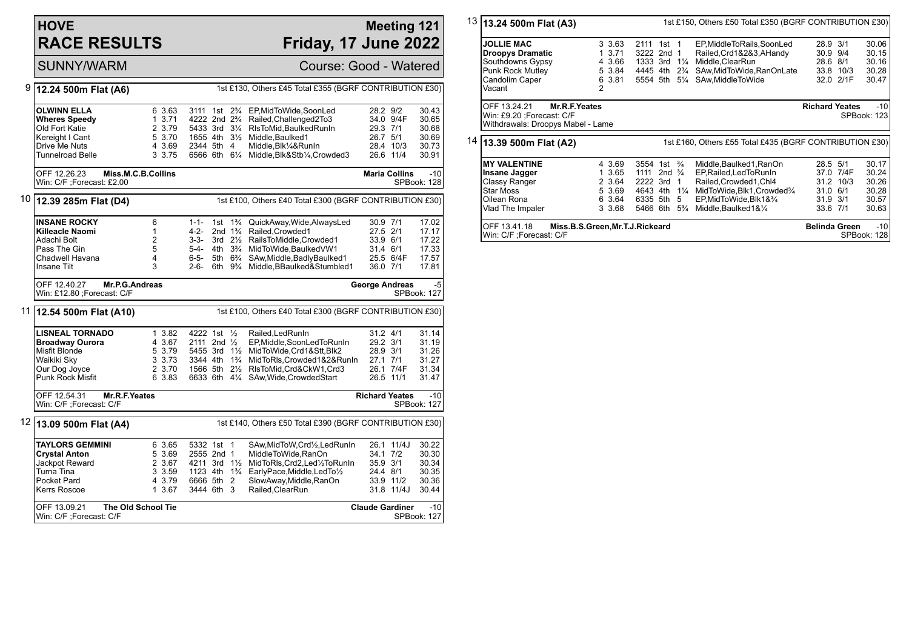# HOVE RACE RESULTS

## Meeting 121 Friday, 17 June 2022

SUNNY/WARM — Course: Good - Watered

### 9 | 12.24 500m Flat (A6)

1st £130, Others £45 Total £355 (BGRF CONTRIBUTION £30)

| | | | | | | | | | | |
|---|---|---|---|---|---|---|---|---|---|---|
| **OLWINN ELLA** | 6 | 3.63 | 3111 | 1st | 2¾ | EP,MidToWide,SoonLed | 28.2 | 9/2 | | 30.43 |
| **Wheres Speedy** | 1 | 3.71 | 4222 | 2nd | 2¾ | Railed,Challenged2To3 | 34.0 | 9/4F | | 30.65 |
| Old Fort Katie | 2 | 3.79 | 5433 | 3rd | 3¼ | RlsToMid,BaulkedRunIn | 29.3 | 7/1 | | 30.68 |
| Kereight I Cant | 5 | 3.70 | 1655 | 4th | 3½ | Middle,Baulked1 | 26.7 | 5/1 | | 30.69 |
| Drive Me Nuts | 4 | 3.69 | 2344 | 5th | 4 | Middle,Blk¼&RunIn | 28.4 | 10/3 | | 30.73 |
| Tunnelroad Belle | 3 | 3.75 | 6566 | 6th | 6¼ | Middle,Blk&Stb¼,Crowded3 | 26.6 | 11/4 | | 30.91 |

OFF 12.26.23 **Miss.M.C.B.Collins** — **Maria Collins** -10
Win: C/F ;Forecast: £2.00 — SPBook: 128

### 10 | 12.39 285m Flat (D4)

1st £100, Others £40 Total £300 (BGRF CONTRIBUTION £30)

| | | | | | | | | | |
|---|---|---|---|---|---|---|---|---|---|
| **INSANE ROCKY** | 6 | 1-1- | 1st | 1¾ | QuickAway,Wide,AlwaysLed | 30.9 | 7/1 | | 17.02 |
| **Killeacle Naomi** | 1 | 4-2- | 2nd | 1¾ | Railed,Crowded1 | 27.5 | 2/1 | | 17.17 |
| Adachi Bolt | 2 | 3-3- | 3rd | 2½ | RailsToMiddle,Crowded1 | 33.9 | 6/1 | | 17.22 |
| Pass The Gin | 5 | 5-4- | 4th | 3¾ | MidToWide,BaulkedVW1 | 31.4 | 6/1 | | 17.33 |
| Chadwell Havana | 4 | 6-5- | 5th | 6¾ | SAw,Middle,BadlyBaulked1 | 25.5 | 6/4F | | 17.57 |
| Insane Tilt | 3 | 2-6- | 6th | 9¾ | Middle,BBaulked&Stumbled1 | 36.0 | 7/1 | | 17.81 |

OFF 12.40.27 **Mr.P.G.Andreas** — **George Andreas** -5
Win: £12.80 ;Forecast: C/F — SPBook: 127

### 11 | 12.54 500m Flat (A10)

1st £100, Others £40 Total £300 (BGRF CONTRIBUTION £30)

| | | | | | | | | | |
|---|---|---|---|---|---|---|---|---|---|
| **LISNEAL TORNADO** | 1 | 3.82 | 4222 | 1st | ½ | Railed,LedRunIn | 31.2 | 4/1 | 31.14 |
| **Broadway Ourora** | 4 | 3.67 | 2111 | 2nd | ½ | EP,Middle,SoonLedToRunIn | 29.2 | 3/1 | 31.19 |
| Misfit Blonde | 5 | 3.79 | 5455 | 3rd | 1½ | MidToWide,Crd1&Stt,Blk2 | 28.9 | 3/1 | 31.26 |
| Waikiki Sky | 3 | 3.73 | 3344 | 4th | 1¾ | MidToRls,Crowded1&2&RunIn | 27.1 | 7/1 | 31.27 |
| Our Dog Joyce | 2 | 3.70 | 1566 | 5th | 2½ | RlsToMid,Crd&CkW1,Crd3 | 26.1 | 7/4F | 31.34 |
| Punk Rock Misfit | 6 | 3.83 | 6633 | 6th | 4¼ | SAw,Wide,CrowdedStart | 26.5 | 11/1 | 31.47 |

OFF 12.54.31 **Mr.R.F.Yeates** — **Richard Yeates** -10
Win: C/F ;Forecast: C/F — SPBook: 127

### 12 | 13.09 500m Flat (A4)

1st £140, Others £50 Total £390 (BGRF CONTRIBUTION £30)

| | | | | | | | | | |
|---|---|---|---|---|---|---|---|---|---|
| **TAYLORS GEMMINI** | 6 | 3.65 | 5332 | 1st | 1 | SAw,MidToW,Crd½,LedRunIn | 26.1 | 11/4J | 30.22 |
| **Crystal Anton** | 5 | 3.69 | 2555 | 2nd | 1 | MiddleToWide,RanOn | 34.1 | 7/2 | 30.30 |
| Jackpot Reward | 2 | 3.67 | 4211 | 3rd | 1½ | MidToRls,Crd2,Led½ToRunIn | 35.9 | 3/1 | 30.34 |
| Turna Tina | 3 | 3.59 | 1123 | 4th | 1¾ | EarlyPace,Middle,LedTo½ | 24.4 | 8/1 | 30.35 |
| Pocket Pard | 4 | 3.79 | 6666 | 5th | 2 | SlowAway,Middle,RanOn | 33.9 | 11/2 | 30.36 |
| Kerrs Roscoe | 1 | 3.67 | 3444 | 6th | 3 | Railed,ClearRun | 31.8 | 11/4J | 30.44 |

OFF 13.09.21 **The Old School Tie** — **Claude Gardiner** -10
Win: C/F ;Forecast: C/F — SPBook: 127

### 13 | 13.24 500m Flat (A3)

1st £150, Others £50 Total £350 (BGRF CONTRIBUTION £30)

| | | | | | | | | | |
|---|---|---|---|---|---|---|---|---|---|
| **JOLLIE MAC** | 3 | 3.63 | 2111 | 1st | 1 | EP,MiddleToRails,SoonLed | 28.9 | 3/1 | 30.06 |
| **Droopys Dramatic** | 1 | 3.71 | 3222 | 2nd | 1 | Railed,Crd1&2&3,AHandy | 30.9 | 9/4 | 30.15 |
| Southdowns Gypsy | 4 | 3.66 | 1333 | 3rd | 1¼ | Middle,ClearRun | 28.6 | 8/1 | 30.16 |
| Punk Rock Mutley | 5 | 3.84 | 4445 | 4th | 2¾ | SAw,MidToWide,RanOnLate | 33.8 | 10/3 | 30.28 |
| Candolim Caper | 6 | 3.81 | 5554 | 5th | 5¼ | SAw,MiddleToWide | 32.0 | 2/1F | 30.47 |
| Vacant | 2 | | | | | | | | |

OFF 13.24.21 **Mr.R.F.Yeates** — **Richard Yeates** -10
Win: £9.20 ;Forecast: C/F — SPBook: 123
Withdrawals: Droopys Mabel - Lame

### 14 | 13.39 500m Flat (A2)

1st £160, Others £55 Total £435 (BGRF CONTRIBUTION £30)

| | | | | | | | | | |
|---|---|---|---|---|---|---|---|---|---|
| **MY VALENTINE** | 4 | 3.69 | 3554 | 1st | ¾ | Middle,Baulked1,RanOn | 28.5 | 5/1 | 30.17 |
| **Insane Jagger** | 1 | 3.65 | 1111 | 2nd | ¾ | EP,Railed,LedToRunIn | 37.0 | 7/4F | 30.24 |
| Classy Ranger | 2 | 3.64 | 2222 | 3rd | 1 | Railed,Crowded1,Chl4 | 31.2 | 10/3 | 30.26 |
| Star Moss | 5 | 3.69 | 4643 | 4th | 1¼ | MidToWide,Blk1,Crowded¾ | 31.0 | 6/1 | 30.28 |
| Oilean Rona | 6 | 3.64 | 6335 | 5th | 5 | EP,MidToWide,Blk1&¾ | 31.9 | 3/1 | 30.57 |
| Vlad The Impaler | 3 | 3.68 | 5466 | 6th | 5¾ | Middle,Baulked1&¼ | 33.6 | 7/1 | 30.63 |

OFF 13.41.18 **Miss.B.S.Green,Mr.T.J.Rickeard** — **Belinda Green** -10
Win: C/F ;Forecast: C/F — SPBook: 128